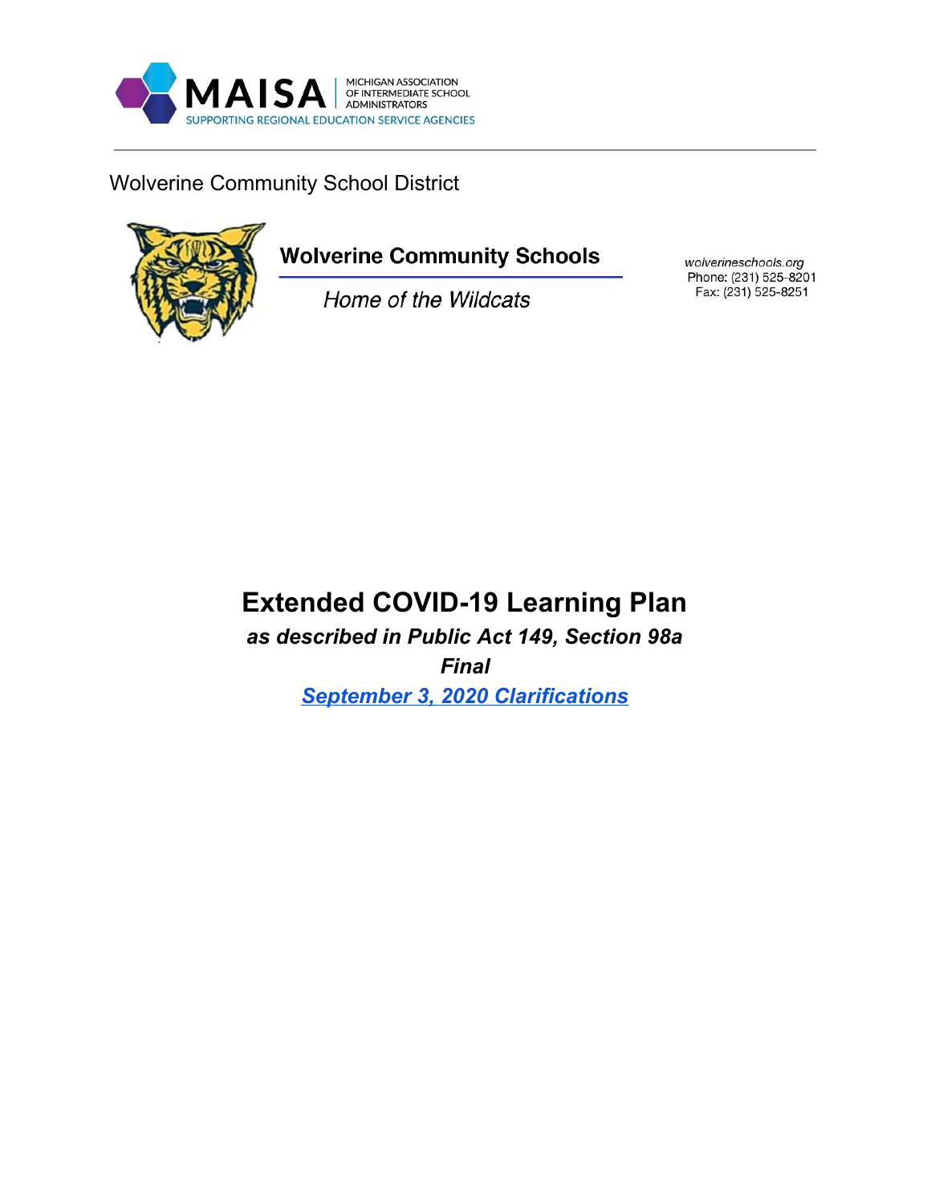MAISA | MICHIGAN ASSOCIATION OF INTERMEDIATE SCHOOL ADMINISTRATORS

SUPPORTING REGIONAL EDUCATION SERVICE AGENCIES

Wolverine Community School District

**Wolverine Community Schools**

*Home of the Wildcats*

*wolverineschools.org*
Phone: (231) 525-8201
Fax: (231) 525-8251

# Extended COVID-19 Learning Plan

***as described in Public Act 149, Section 98a***

***Final***

***September 3, 2020 Clarifications***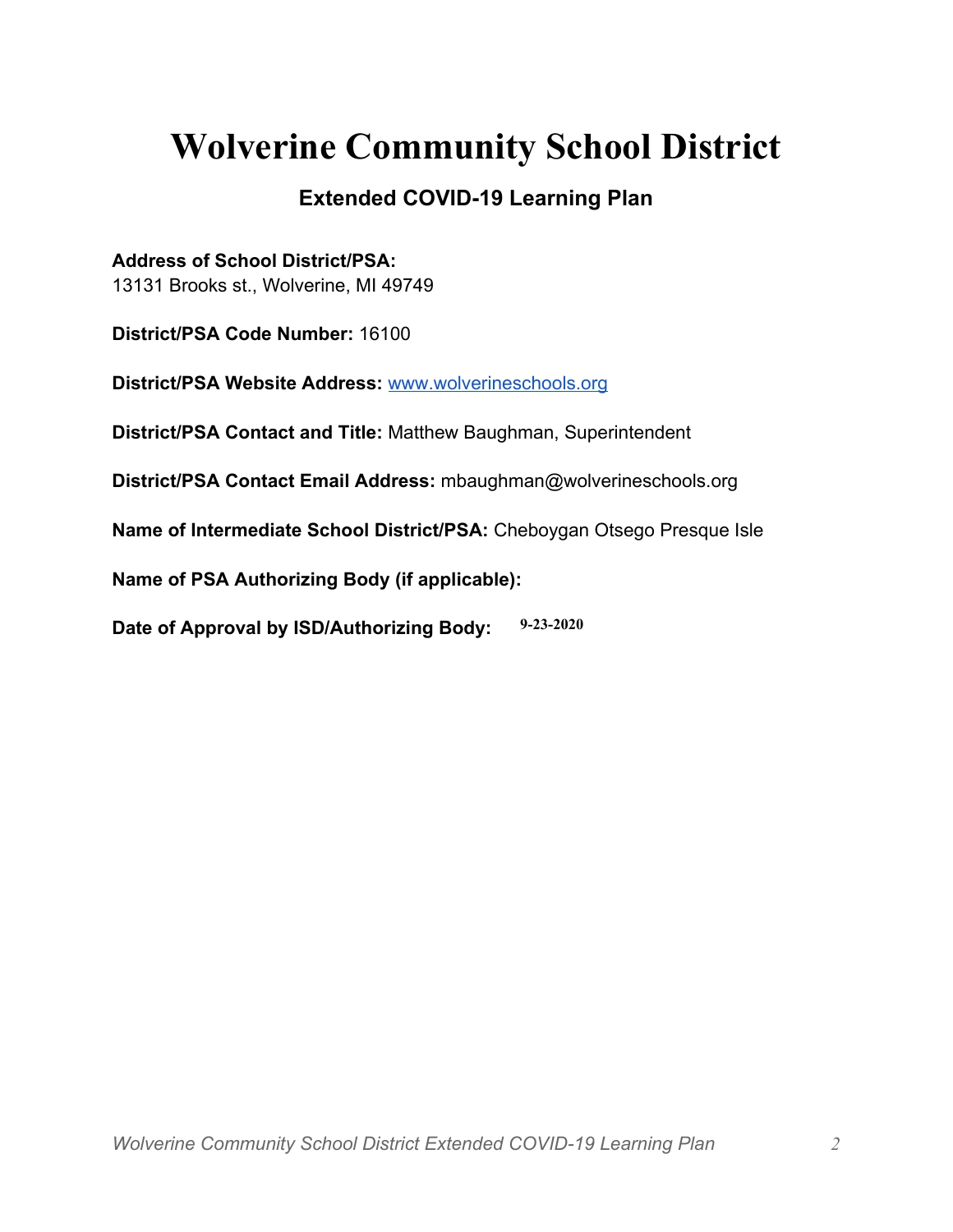# Wolverine Community School District

## Extended COVID-19 Learning Plan

**Address of School District/PSA:**
13131 Brooks st., Wolverine, MI 49749

**District/PSA Code Number:** 16100

**District/PSA Website Address:** [www.wolverineschools.org](http://www.wolverineschools.org)

**District/PSA Contact and Title:** Matthew Baughman, Superintendent

**District/PSA Contact Email Address:** mbaughman@wolverineschools.org

**Name of Intermediate School District/PSA:** Cheboygan Otsego Presque Isle

**Name of PSA Authorizing Body (if applicable):**

**Date of Approval by ISD/Authorizing Body:** 9-23-2020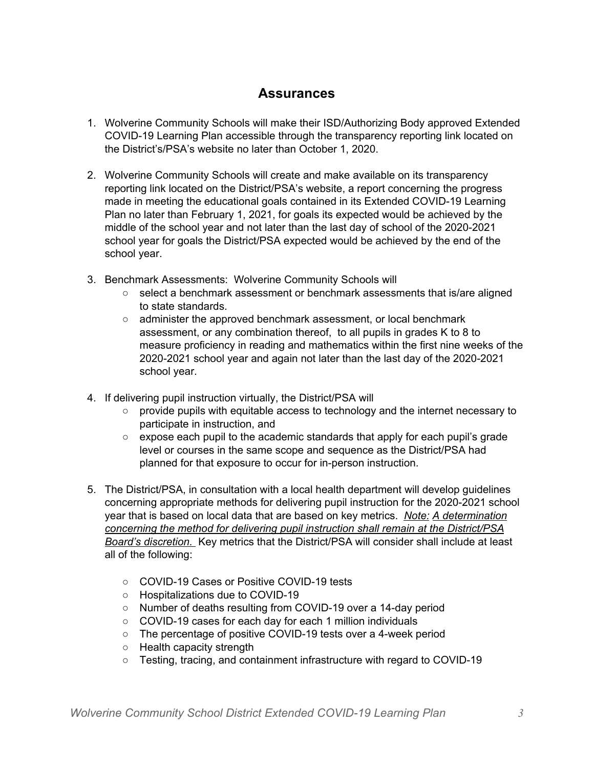## Assurances

1. Wolverine Community Schools will make their ISD/Authorizing Body approved Extended COVID-19 Learning Plan accessible through the transparency reporting link located on the District's/PSA's website no later than October 1, 2020.

2. Wolverine Community Schools will create and make available on its transparency reporting link located on the District/PSA's website, a report concerning the progress made in meeting the educational goals contained in its Extended COVID-19 Learning Plan no later than February 1, 2021, for goals its expected would be achieved by the middle of the school year and not later than the last day of school of the 2020-2021 school year for goals the District/PSA expected would be achieved by the end of the school year.

3. Benchmark Assessments: Wolverine Community Schools will
   - select a benchmark assessment or benchmark assessments that is/are aligned to state standards.
   - administer the approved benchmark assessment, or local benchmark assessment, or any combination thereof, to all pupils in grades K to 8 to measure proficiency in reading and mathematics within the first nine weeks of the 2020-2021 school year and again not later than the last day of the 2020-2021 school year.

4. If delivering pupil instruction virtually, the District/PSA will
   - provide pupils with equitable access to technology and the internet necessary to participate in instruction, and
   - expose each pupil to the academic standards that apply for each pupil's grade level or courses in the same scope and sequence as the District/PSA had planned for that exposure to occur for in-person instruction.

5. The District/PSA, in consultation with a local health department will develop guidelines concerning appropriate methods for delivering pupil instruction for the 2020-2021 school year that is based on local data that are based on key metrics. *Note: A determination concerning the method for delivering pupil instruction shall remain at the District/PSA Board's discretion.* Key metrics that the District/PSA will consider shall include at least all of the following:

   - COVID-19 Cases or Positive COVID-19 tests
   - Hospitalizations due to COVID-19
   - Number of deaths resulting from COVID-19 over a 14-day period
   - COVID-19 cases for each day for each 1 million individuals
   - The percentage of positive COVID-19 tests over a 4-week period
   - Health capacity strength
   - Testing, tracing, and containment infrastructure with regard to COVID-19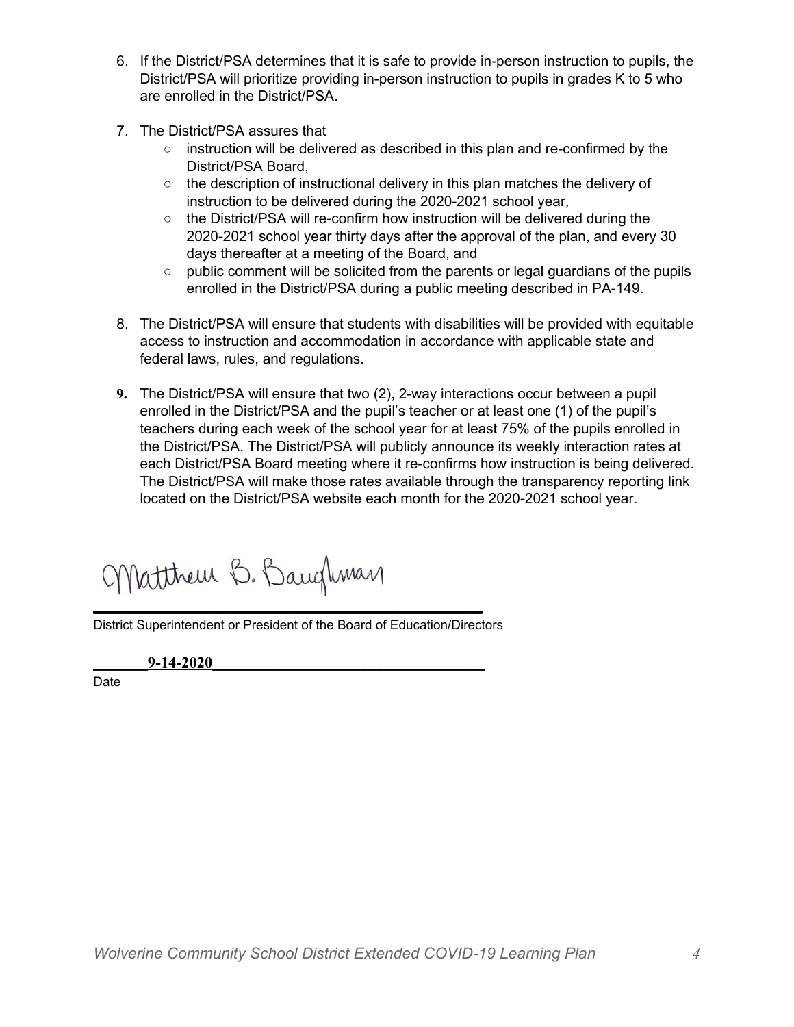6. If the District/PSA determines that it is safe to provide in-person instruction to pupils, the District/PSA will prioritize providing in-person instruction to pupils in grades K to 5 who are enrolled in the District/PSA.

7. The District/PSA assures that
   - instruction will be delivered as described in this plan and re-confirmed by the District/PSA Board,
   - the description of instructional delivery in this plan matches the delivery of instruction to be delivered during the 2020-2021 school year,
   - the District/PSA will re-confirm how instruction will be delivered during the 2020-2021 school year thirty days after the approval of the plan, and every 30 days thereafter at a meeting of the Board, and
   - public comment will be solicited from the parents or legal guardians of the pupils enrolled in the District/PSA during a public meeting described in PA-149.

8. The District/PSA will ensure that students with disabilities will be provided with equitable access to instruction and accommodation in accordance with applicable state and federal laws, rules, and regulations.

9. The District/PSA will ensure that two (2), 2-way interactions occur between a pupil enrolled in the District/PSA and the pupil's teacher or at least one (1) of the pupil's teachers during each week of the school year for at least 75% of the pupils enrolled in the District/PSA. The District/PSA will publicly announce its weekly interaction rates at each District/PSA Board meeting where it re-confirms how instruction is being delivered. The District/PSA will make those rates available through the transparency reporting link located on the District/PSA website each month for the 2020-2021 school year.

Matthew B. Baughman

District Superintendent or President of the Board of Education/Directors

**9-14-2020**

Date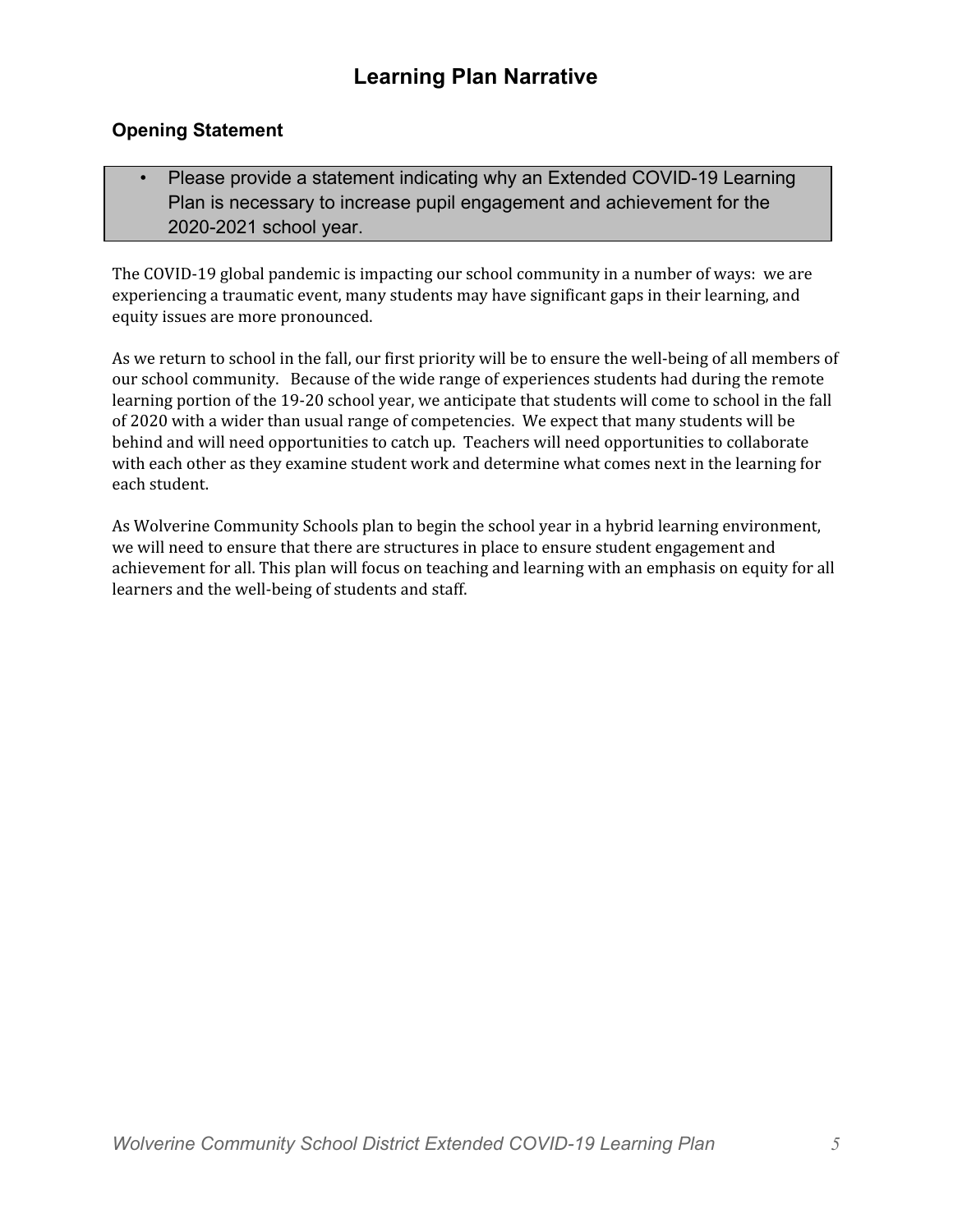## Learning Plan Narrative

### Opening Statement

- Please provide a statement indicating why an Extended COVID-19 Learning Plan is necessary to increase pupil engagement and achievement for the 2020-2021 school year.

The COVID-19 global pandemic is impacting our school community in a number of ways: we are experiencing a traumatic event, many students may have significant gaps in their learning, and equity issues are more pronounced.

As we return to school in the fall, our first priority will be to ensure the well-being of all members of our school community. Because of the wide range of experiences students had during the remote learning portion of the 19-20 school year, we anticipate that students will come to school in the fall of 2020 with a wider than usual range of competencies. We expect that many students will be behind and will need opportunities to catch up. Teachers will need opportunities to collaborate with each other as they examine student work and determine what comes next in the learning for each student.

As Wolverine Community Schools plan to begin the school year in a hybrid learning environment, we will need to ensure that there are structures in place to ensure student engagement and achievement for all. This plan will focus on teaching and learning with an emphasis on equity for all learners and the well-being of students and staff.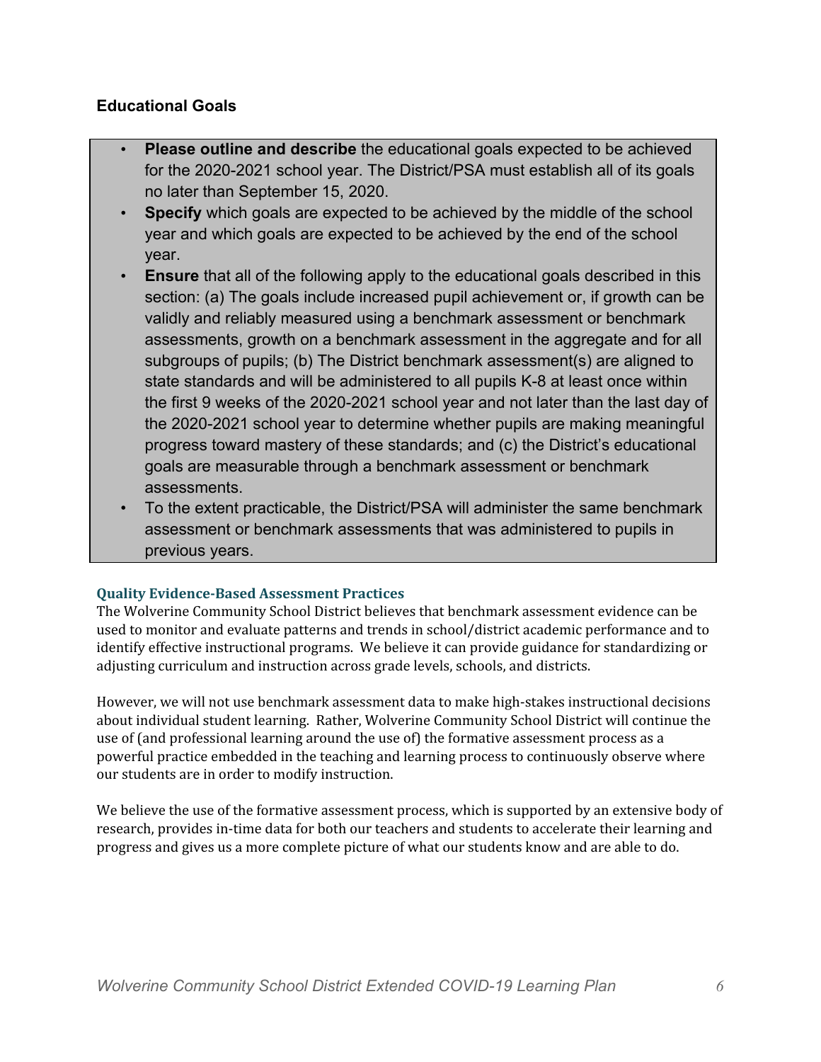## Educational Goals

- **Please outline and describe** the educational goals expected to be achieved for the 2020-2021 school year. The District/PSA must establish all of its goals no later than September 15, 2020.
- **Specify** which goals are expected to be achieved by the middle of the school year and which goals are expected to be achieved by the end of the school year.
- **Ensure** that all of the following apply to the educational goals described in this section: (a) The goals include increased pupil achievement or, if growth can be validly and reliably measured using a benchmark assessment or benchmark assessments, growth on a benchmark assessment in the aggregate and for all subgroups of pupils; (b) The District benchmark assessment(s) are aligned to state standards and will be administered to all pupils K-8 at least once within the first 9 weeks of the 2020-2021 school year and not later than the last day of the 2020-2021 school year to determine whether pupils are making meaningful progress toward mastery of these standards; and (c) the District's educational goals are measurable through a benchmark assessment or benchmark assessments.
- To the extent practicable, the District/PSA will administer the same benchmark assessment or benchmark assessments that was administered to pupils in previous years.

### Quality Evidence-Based Assessment Practices

The Wolverine Community School District believes that benchmark assessment evidence can be used to monitor and evaluate patterns and trends in school/district academic performance and to identify effective instructional programs. We believe it can provide guidance for standardizing or adjusting curriculum and instruction across grade levels, schools, and districts.

However, we will not use benchmark assessment data to make high-stakes instructional decisions about individual student learning. Rather, Wolverine Community School District will continue the use of (and professional learning around the use of) the formative assessment process as a powerful practice embedded in the teaching and learning process to continuously observe where our students are in order to modify instruction.

We believe the use of the formative assessment process, which is supported by an extensive body of research, provides in-time data for both our teachers and students to accelerate their learning and progress and gives us a more complete picture of what our students know and are able to do.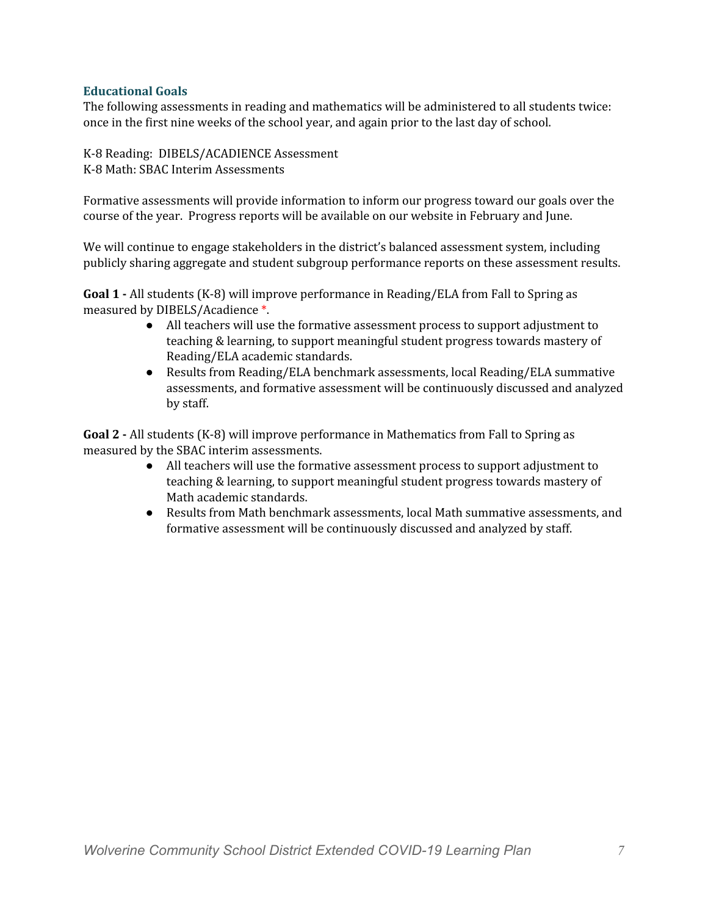### Educational Goals

The following assessments in reading and mathematics will be administered to all students twice: once in the first nine weeks of the school year, and again prior to the last day of school.

K-8 Reading: DIBELS/ACADIENCE Assessment
K-8 Math: SBAC Interim Assessments

Formative assessments will provide information to inform our progress toward our goals over the course of the year. Progress reports will be available on our website in February and June.

We will continue to engage stakeholders in the district's balanced assessment system, including publicly sharing aggregate and student subgroup performance reports on these assessment results.

**Goal 1 -** All students (K-8) will improve performance in Reading/ELA from Fall to Spring as measured by DIBELS/Acadience *.

- All teachers will use the formative assessment process to support adjustment to teaching & learning, to support meaningful student progress towards mastery of Reading/ELA academic standards.
- Results from Reading/ELA benchmark assessments, local Reading/ELA summative assessments, and formative assessment will be continuously discussed and analyzed by staff.

**Goal 2 -** All students (K-8) will improve performance in Mathematics from Fall to Spring as measured by the SBAC interim assessments.

- All teachers will use the formative assessment process to support adjustment to teaching & learning, to support meaningful student progress towards mastery of Math academic standards.
- Results from Math benchmark assessments, local Math summative assessments, and formative assessment will be continuously discussed and analyzed by staff.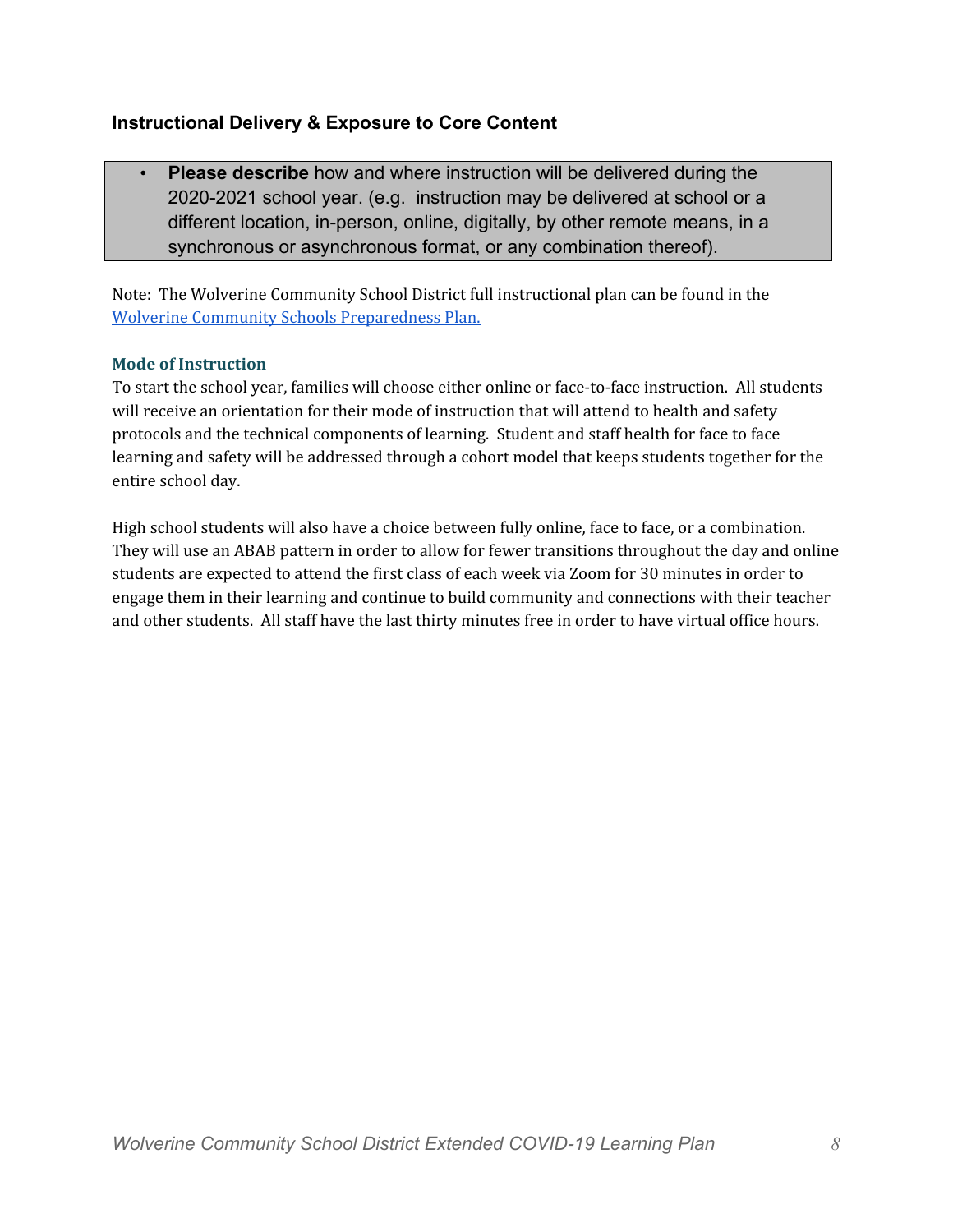## Instructional Delivery & Exposure to Core Content

- **Please describe** how and where instruction will be delivered during the 2020-2021 school year. (e.g. instruction may be delivered at school or a different location, in-person, online, digitally, by other remote means, in a synchronous or asynchronous format, or any combination thereof).

Note: The Wolverine Community School District full instructional plan can be found in the Wolverine Community Schools Preparedness Plan.

### Mode of Instruction

To start the school year, families will choose either online or face-to-face instruction. All students will receive an orientation for their mode of instruction that will attend to health and safety protocols and the technical components of learning. Student and staff health for face to face learning and safety will be addressed through a cohort model that keeps students together for the entire school day.

High school students will also have a choice between fully online, face to face, or a combination. They will use an ABAB pattern in order to allow for fewer transitions throughout the day and online students are expected to attend the first class of each week via Zoom for 30 minutes in order to engage them in their learning and continue to build community and connections with their teacher and other students. All staff have the last thirty minutes free in order to have virtual office hours.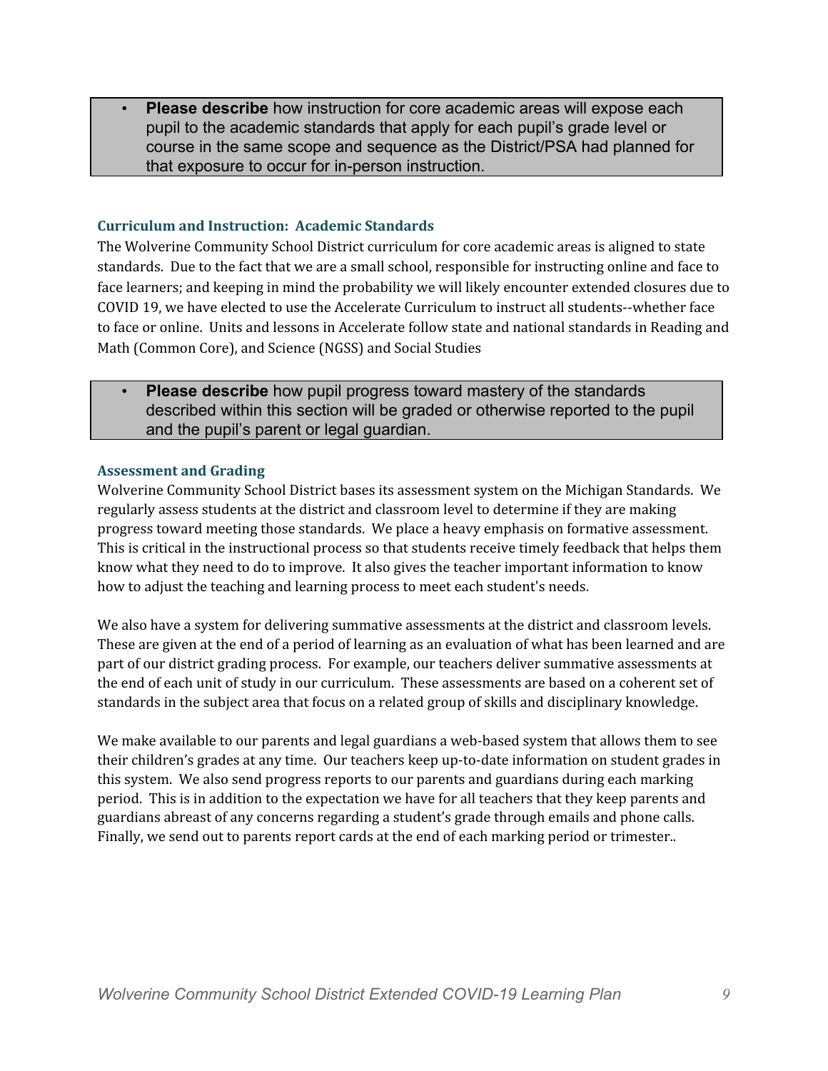- **Please describe** how instruction for core academic areas will expose each pupil to the academic standards that apply for each pupil's grade level or course in the same scope and sequence as the District/PSA had planned for that exposure to occur for in-person instruction.

### Curriculum and Instruction: Academic Standards

The Wolverine Community School District curriculum for core academic areas is aligned to state standards. Due to the fact that we are a small school, responsible for instructing online and face to face learners; and keeping in mind the probability we will likely encounter extended closures due to COVID 19, we have elected to use the Accelerate Curriculum to instruct all students--whether face to face or online. Units and lessons in Accelerate follow state and national standards in Reading and Math (Common Core), and Science (NGSS) and Social Studies

- **Please describe** how pupil progress toward mastery of the standards described within this section will be graded or otherwise reported to the pupil and the pupil's parent or legal guardian.

### Assessment and Grading

Wolverine Community School District bases its assessment system on the Michigan Standards. We regularly assess students at the district and classroom level to determine if they are making progress toward meeting those standards. We place a heavy emphasis on formative assessment. This is critical in the instructional process so that students receive timely feedback that helps them know what they need to do to improve. It also gives the teacher important information to know how to adjust the teaching and learning process to meet each student's needs.

We also have a system for delivering summative assessments at the district and classroom levels. These are given at the end of a period of learning as an evaluation of what has been learned and are part of our district grading process. For example, our teachers deliver summative assessments at the end of each unit of study in our curriculum. These assessments are based on a coherent set of standards in the subject area that focus on a related group of skills and disciplinary knowledge.

We make available to our parents and legal guardians a web-based system that allows them to see their children's grades at any time. Our teachers keep up-to-date information on student grades in this system. We also send progress reports to our parents and guardians during each marking period. This is in addition to the expectation we have for all teachers that they keep parents and guardians abreast of any concerns regarding a student's grade through emails and phone calls. Finally, we send out to parents report cards at the end of each marking period or trimester..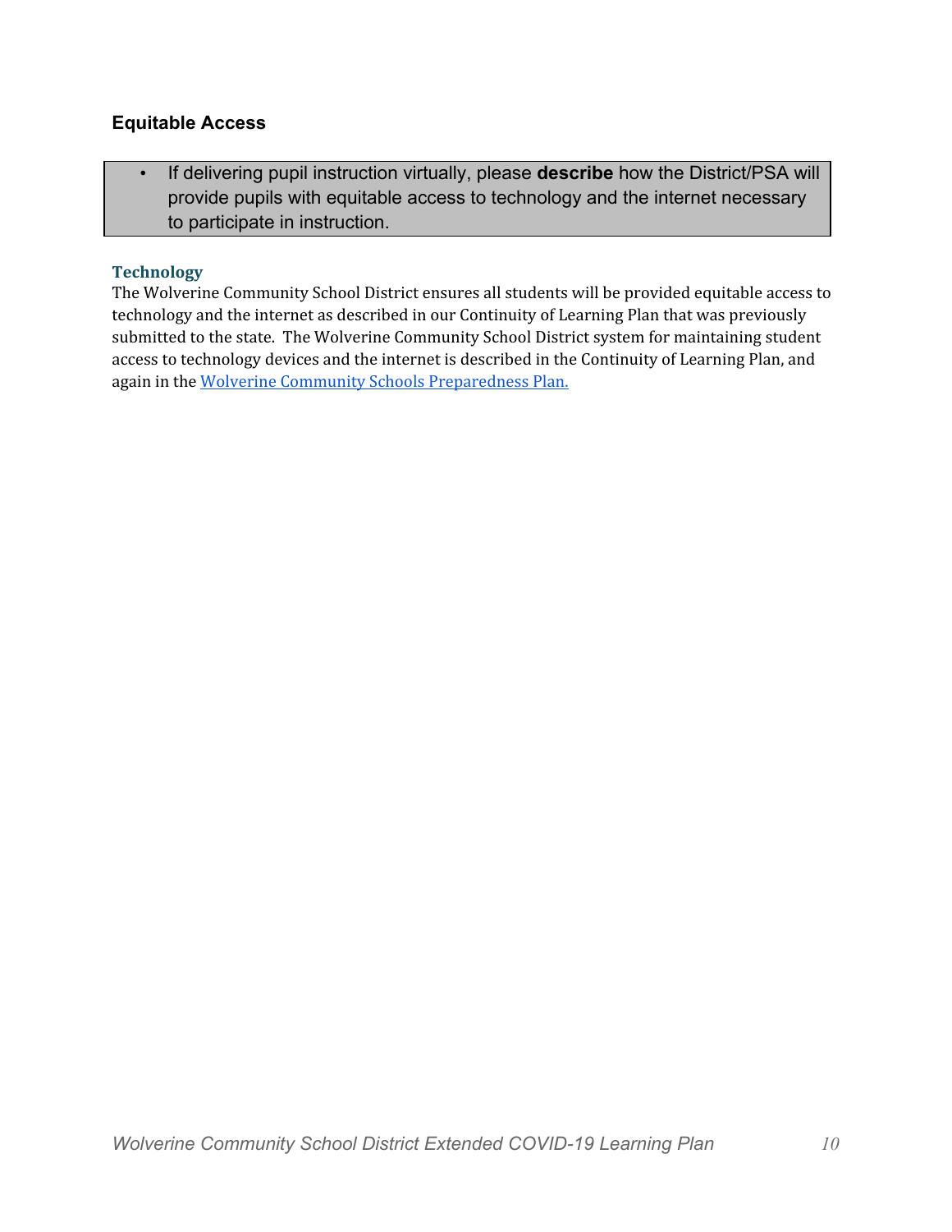## Equitable Access

- If delivering pupil instruction virtually, please **describe** how the District/PSA will provide pupils with equitable access to technology and the internet necessary to participate in instruction.

### Technology

The Wolverine Community School District ensures all students will be provided equitable access to technology and the internet as described in our Continuity of Learning Plan that was previously submitted to the state. The Wolverine Community School District system for maintaining student access to technology devices and the internet is described in the Continuity of Learning Plan, and again in the Wolverine Community Schools Preparedness Plan.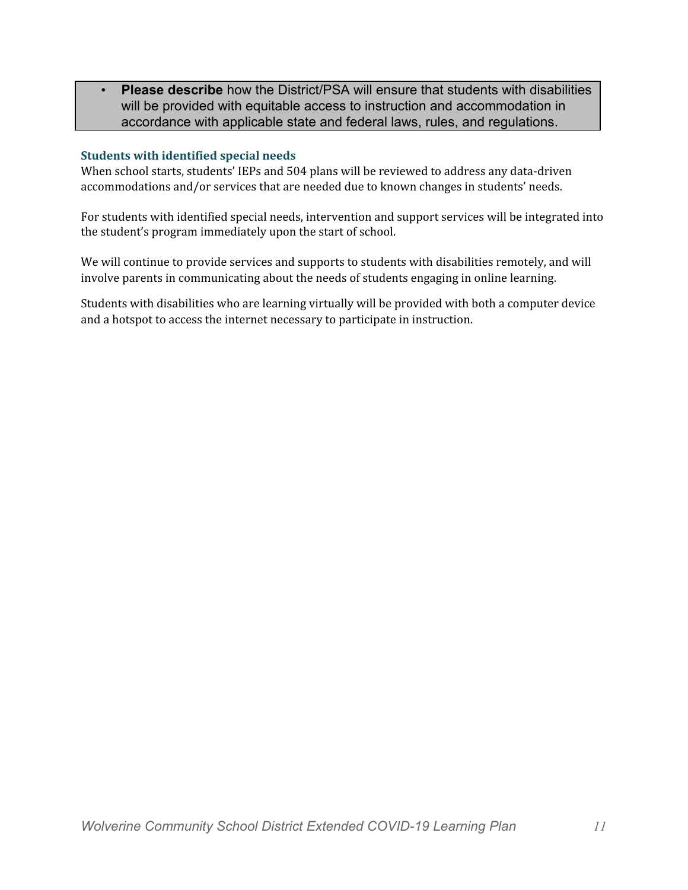- **Please describe** how the District/PSA will ensure that students with disabilities will be provided with equitable access to instruction and accommodation in accordance with applicable state and federal laws, rules, and regulations.

### Students with identified special needs

When school starts, students' IEPs and 504 plans will be reviewed to address any data-driven accommodations and/or services that are needed due to known changes in students' needs.

For students with identified special needs, intervention and support services will be integrated into the student's program immediately upon the start of school.

We will continue to provide services and supports to students with disabilities remotely, and will involve parents in communicating about the needs of students engaging in online learning.

Students with disabilities who are learning virtually will be provided with both a computer device and a hotspot to access the internet necessary to participate in instruction.